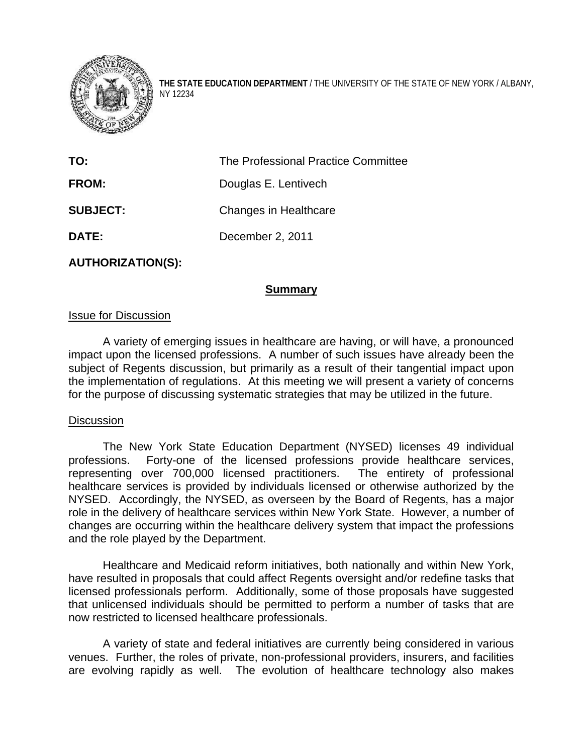**THE STATE EDUCATION DEPARTMENT** / THE UNIVERSITY OF THE STATE OF NEW YORK / ALBANY, NY 12234

| | |
|---|---|
| **TO:** | The Professional Practice Committee |
| **FROM:** | Douglas E. Lentivech |
| **SUBJECT:** | Changes in Healthcare |
| **DATE:** | December 2, 2011 |
| **AUTHORIZATION(S):** | |

## Summary

Issue for Discussion

A variety of emerging issues in healthcare are having, or will have, a pronounced impact upon the licensed professions. A number of such issues have already been the subject of Regents discussion, but primarily as a result of their tangential impact upon the implementation of regulations. At this meeting we will present a variety of concerns for the purpose of discussing systematic strategies that may be utilized in the future.

Discussion

The New York State Education Department (NYSED) licenses 49 individual professions. Forty-one of the licensed professions provide healthcare services, representing over 700,000 licensed practitioners. The entirety of professional healthcare services is provided by individuals licensed or otherwise authorized by the NYSED. Accordingly, the NYSED, as overseen by the Board of Regents, has a major role in the delivery of healthcare services within New York State. However, a number of changes are occurring within the healthcare delivery system that impact the professions and the role played by the Department.

Healthcare and Medicaid reform initiatives, both nationally and within New York, have resulted in proposals that could affect Regents oversight and/or redefine tasks that licensed professionals perform. Additionally, some of those proposals have suggested that unlicensed individuals should be permitted to perform a number of tasks that are now restricted to licensed healthcare professionals.

A variety of state and federal initiatives are currently being considered in various venues. Further, the roles of private, non-professional providers, insurers, and facilities are evolving rapidly as well. The evolution of healthcare technology also makes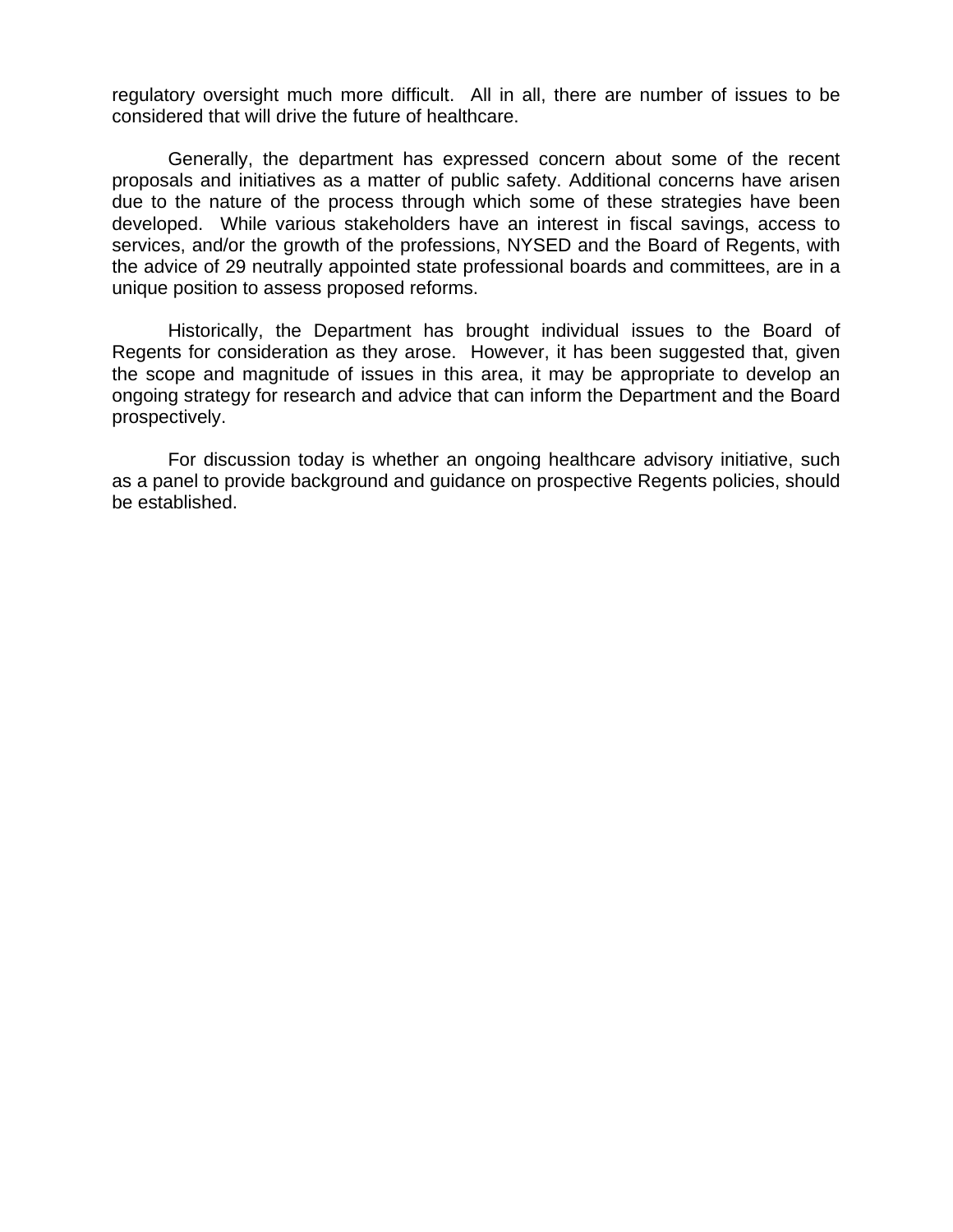regulatory oversight much more difficult. All in all, there are number of issues to be considered that will drive the future of healthcare.

Generally, the department has expressed concern about some of the recent proposals and initiatives as a matter of public safety. Additional concerns have arisen due to the nature of the process through which some of these strategies have been developed. While various stakeholders have an interest in fiscal savings, access to services, and/or the growth of the professions, NYSED and the Board of Regents, with the advice of 29 neutrally appointed state professional boards and committees, are in a unique position to assess proposed reforms.

Historically, the Department has brought individual issues to the Board of Regents for consideration as they arose. However, it has been suggested that, given the scope and magnitude of issues in this area, it may be appropriate to develop an ongoing strategy for research and advice that can inform the Department and the Board prospectively.

For discussion today is whether an ongoing healthcare advisory initiative, such as a panel to provide background and guidance on prospective Regents policies, should be established.